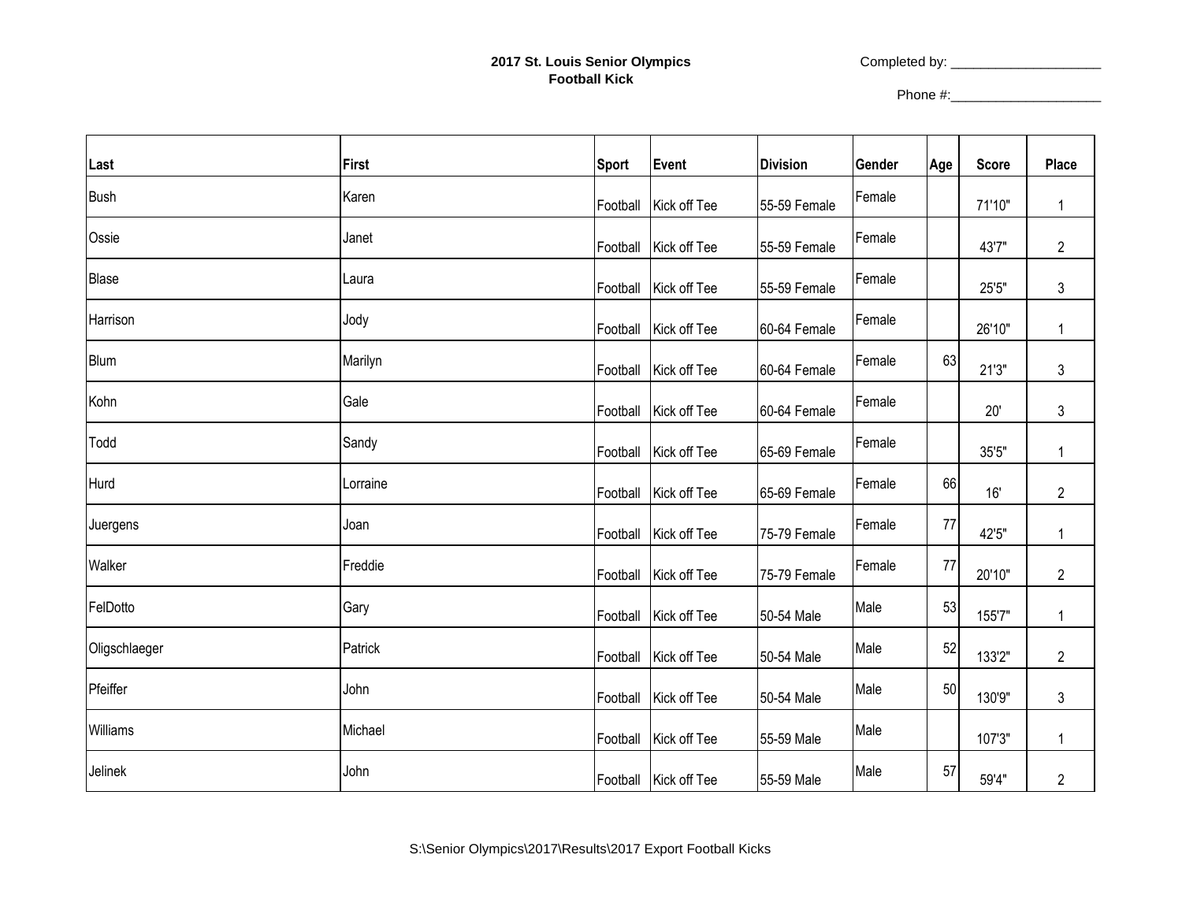**2017 St. Louis Senior Olympics**
**Football Kick**

Completed by: ____________________

Phone #:____________________

| Last | First | Sport | Event | Division | Gender | Age | Score | Place |
|---|---|---|---|---|---|---|---|---|
| Bush | Karen | Football | Kick off Tee | 55-59 Female | Female | | 71'10" | 1 |
| Ossie | Janet | Football | Kick off Tee | 55-59 Female | Female | | 43'7" | 2 |
| Blase | Laura | Football | Kick off Tee | 55-59 Female | Female | | 25'5" | 3 |
| Harrison | Jody | Football | Kick off Tee | 60-64 Female | Female | | 26'10" | 1 |
| Blum | Marilyn | Football | Kick off Tee | 60-64 Female | Female | 63 | 21'3" | 3 |
| Kohn | Gale | Football | Kick off Tee | 60-64 Female | Female | | 20' | 3 |
| Todd | Sandy | Football | Kick off Tee | 65-69 Female | Female | | 35'5" | 1 |
| Hurd | Lorraine | Football | Kick off Tee | 65-69 Female | Female | 66 | 16' | 2 |
| Juergens | Joan | Football | Kick off Tee | 75-79 Female | Female | 77 | 42'5" | 1 |
| Walker | Freddie | Football | Kick off Tee | 75-79 Female | Female | 77 | 20'10" | 2 |
| FelDotto | Gary | Football | Kick off Tee | 50-54 Male | Male | 53 | 155'7" | 1 |
| Oligschlaeger | Patrick | Football | Kick off Tee | 50-54 Male | Male | 52 | 133'2" | 2 |
| Pfeiffer | John | Football | Kick off Tee | 50-54 Male | Male | 50 | 130'9" | 3 |
| Williams | Michael | Football | Kick off Tee | 55-59 Male | Male | | 107'3" | 1 |
| Jelinek | John | Football | Kick off Tee | 55-59 Male | Male | 57 | 59'4" | 2 |

S:\Senior Olympics\2017\Results\2017 Export Football Kicks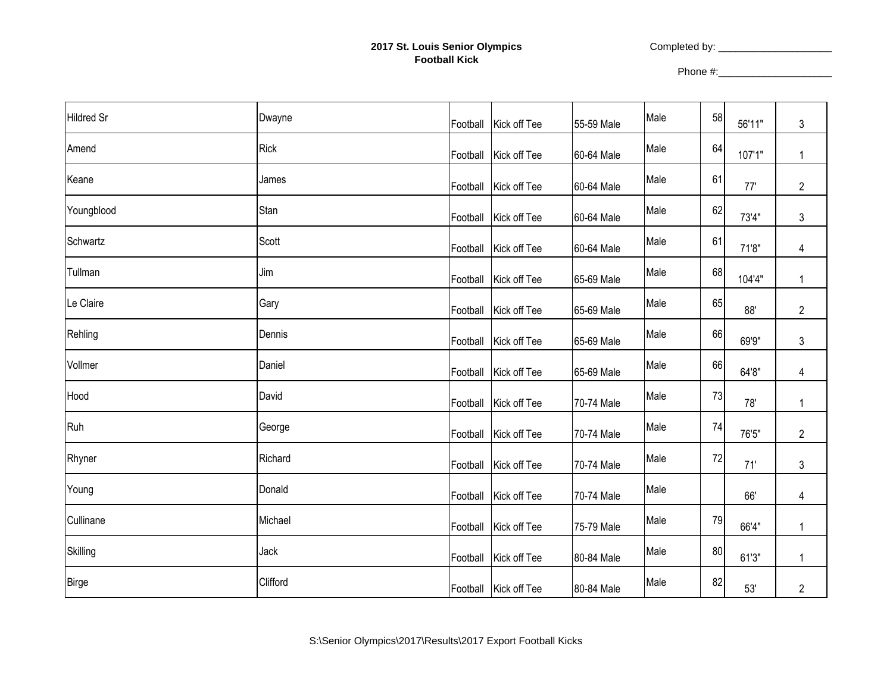**2017 St. Louis Senior Olympics**
**Football Kick**

Completed by: ____________________

Phone #:____________________

| | | | | | | | | |
|---|---|---|---|---|---|---|---|---|
| Hildred Sr | Dwayne | Football | Kick off Tee | 55-59 Male | Male | 58 | 56'11" | 3 |
| Amend | Rick | Football | Kick off Tee | 60-64 Male | Male | 64 | 107'1" | 1 |
| Keane | James | Football | Kick off Tee | 60-64 Male | Male | 61 | 77' | 2 |
| Youngblood | Stan | Football | Kick off Tee | 60-64 Male | Male | 62 | 73'4" | 3 |
| Schwartz | Scott | Football | Kick off Tee | 60-64 Male | Male | 61 | 71'8" | 4 |
| Tullman | Jim | Football | Kick off Tee | 65-69 Male | Male | 68 | 104'4" | 1 |
| Le Claire | Gary | Football | Kick off Tee | 65-69 Male | Male | 65 | 88' | 2 |
| Rehling | Dennis | Football | Kick off Tee | 65-69 Male | Male | 66 | 69'9" | 3 |
| Vollmer | Daniel | Football | Kick off Tee | 65-69 Male | Male | 66 | 64'8" | 4 |
| Hood | David | Football | Kick off Tee | 70-74 Male | Male | 73 | 78' | 1 |
| Ruh | George | Football | Kick off Tee | 70-74 Male | Male | 74 | 76'5" | 2 |
| Rhyner | Richard | Football | Kick off Tee | 70-74 Male | Male | 72 | 71' | 3 |
| Young | Donald | Football | Kick off Tee | 70-74 Male | Male | | 66' | 4 |
| Cullinane | Michael | Football | Kick off Tee | 75-79 Male | Male | 79 | 66'4" | 1 |
| Skilling | Jack | Football | Kick off Tee | 80-84 Male | Male | 80 | 61'3" | 1 |
| Birge | Clifford | Football | Kick off Tee | 80-84 Male | Male | 82 | 53' | 2 |

S:\Senior Olympics\2017\Results\2017 Export Football Kicks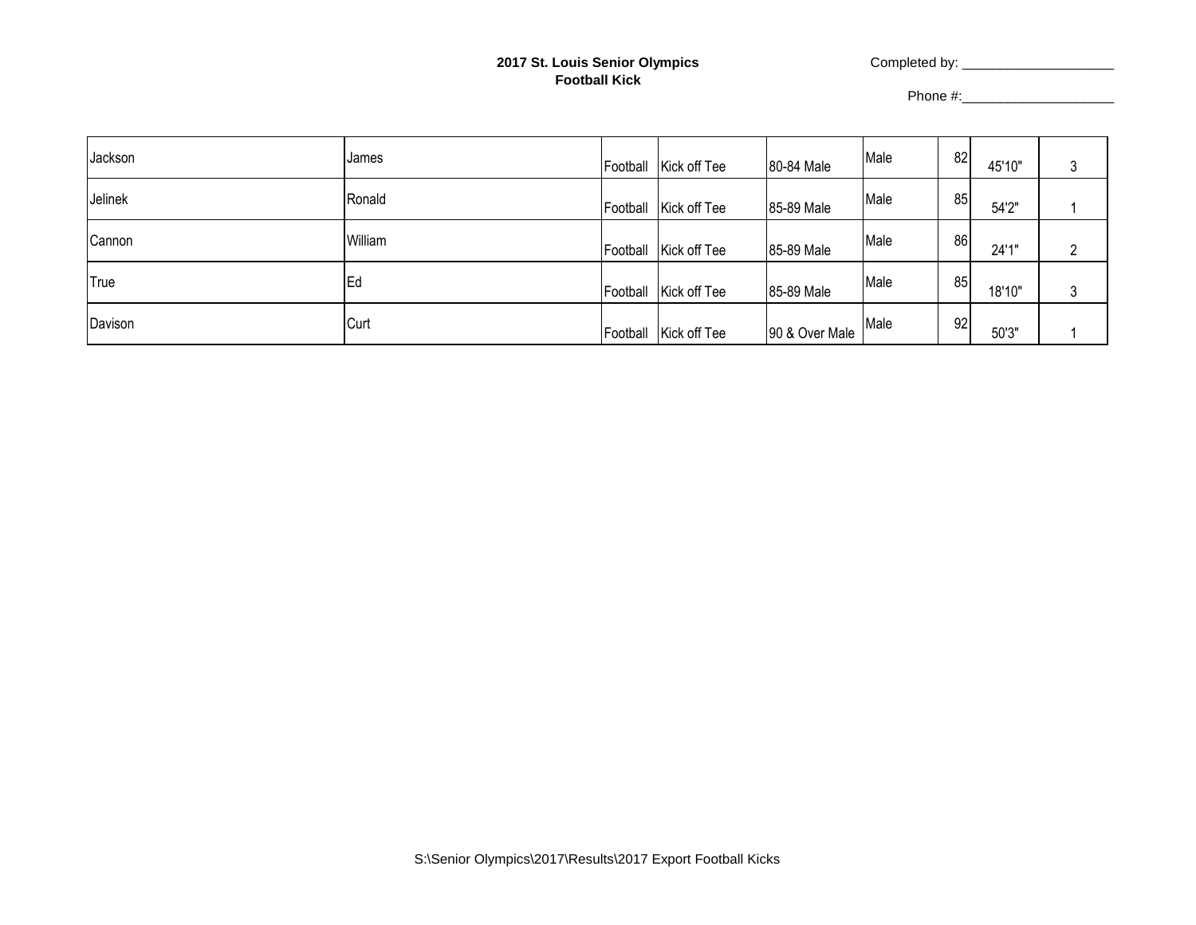**2017 St. Louis Senior Olympics**
**Football Kick**

Completed by: ____________________

Phone #:____________________

| | | | | | | | | |
|---|---|---|---|---|---|---|---|---|
| Jackson | James | Football | Kick off Tee | 80-84 Male | Male | 82 | 45'10" | 3 |
| Jelinek | Ronald | Football | Kick off Tee | 85-89 Male | Male | 85 | 54'2" | 1 |
| Cannon | William | Football | Kick off Tee | 85-89 Male | Male | 86 | 24'1" | 2 |
| True | Ed | Football | Kick off Tee | 85-89 Male | Male | 85 | 18'10" | 3 |
| Davison | Curt | Football | Kick off Tee | 90 & Over Male | Male | 92 | 50'3" | 1 |

S:\Senior Olympics\2017\Results\2017 Export Football Kicks